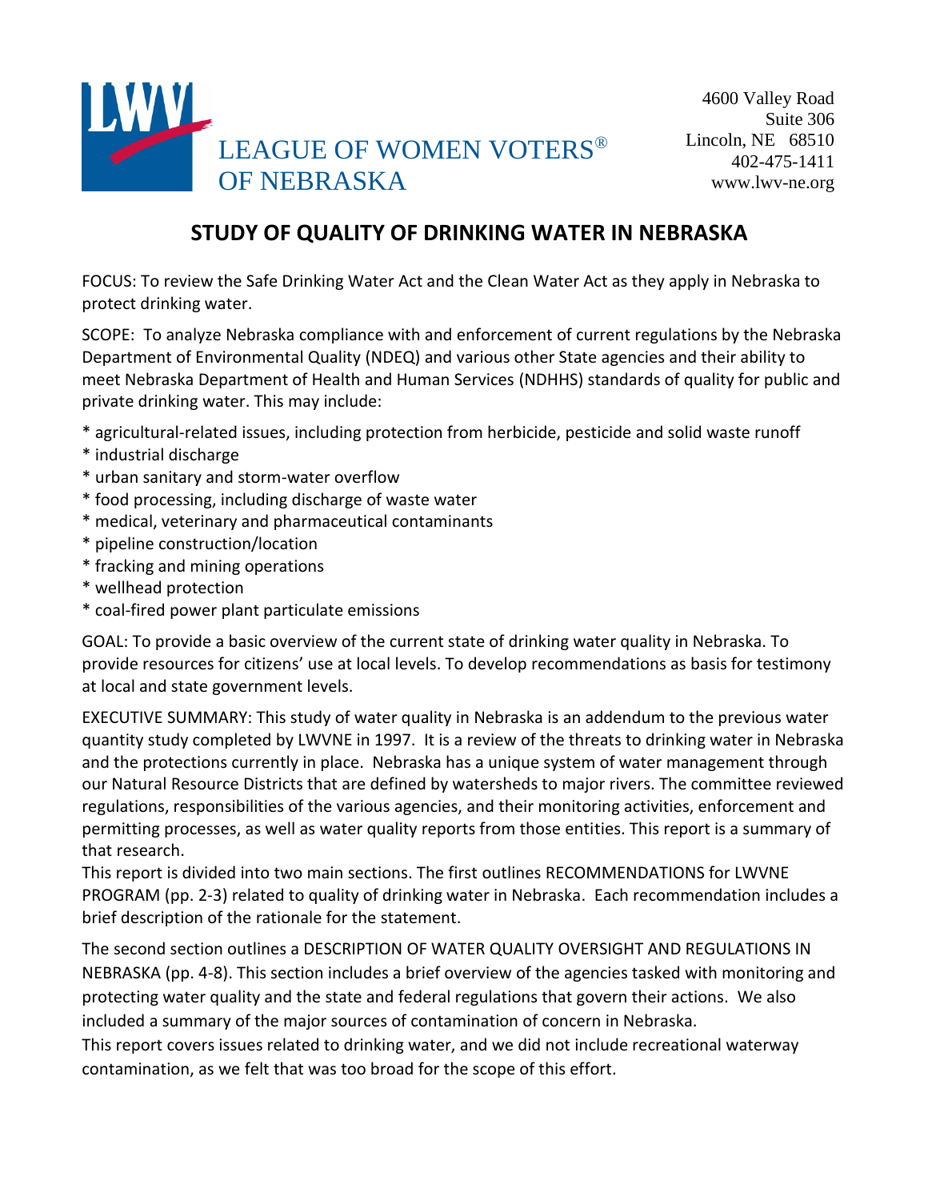LEAGUE OF WOMEN VOTERS®
OF NEBRASKA

4600 Valley Road
Suite 306
Lincoln, NE 68510
402-475-1411
www.lwv-ne.org

# STUDY OF QUALITY OF DRINKING WATER IN NEBRASKA

FOCUS: To review the Safe Drinking Water Act and the Clean Water Act as they apply in Nebraska to protect drinking water.

SCOPE: To analyze Nebraska compliance with and enforcement of current regulations by the Nebraska Department of Environmental Quality (NDEQ) and various other State agencies and their ability to meet Nebraska Department of Health and Human Services (NDHHS) standards of quality for public and private drinking water. This may include:

* agricultural-related issues, including protection from herbicide, pesticide and solid waste runoff
* industrial discharge
* urban sanitary and storm-water overflow
* food processing, including discharge of waste water
* medical, veterinary and pharmaceutical contaminants
* pipeline construction/location
* fracking and mining operations
* wellhead protection
* coal-fired power plant particulate emissions

GOAL: To provide a basic overview of the current state of drinking water quality in Nebraska. To provide resources for citizens' use at local levels. To develop recommendations as basis for testimony at local and state government levels.

EXECUTIVE SUMMARY: This study of water quality in Nebraska is an addendum to the previous water quantity study completed by LWVNE in 1997. It is a review of the threats to drinking water in Nebraska and the protections currently in place. Nebraska has a unique system of water management through our Natural Resource Districts that are defined by watersheds to major rivers. The committee reviewed regulations, responsibilities of the various agencies, and their monitoring activities, enforcement and permitting processes, as well as water quality reports from those entities. This report is a summary of that research.

This report is divided into two main sections. The first outlines RECOMMENDATIONS for LWVNE PROGRAM (pp. 2-3) related to quality of drinking water in Nebraska. Each recommendation includes a brief description of the rationale for the statement.

The second section outlines a DESCRIPTION OF WATER QUALITY OVERSIGHT AND REGULATIONS IN NEBRASKA (pp. 4-8). This section includes a brief overview of the agencies tasked with monitoring and protecting water quality and the state and federal regulations that govern their actions. We also included a summary of the major sources of contamination of concern in Nebraska.

This report covers issues related to drinking water, and we did not include recreational waterway contamination, as we felt that was too broad for the scope of this effort.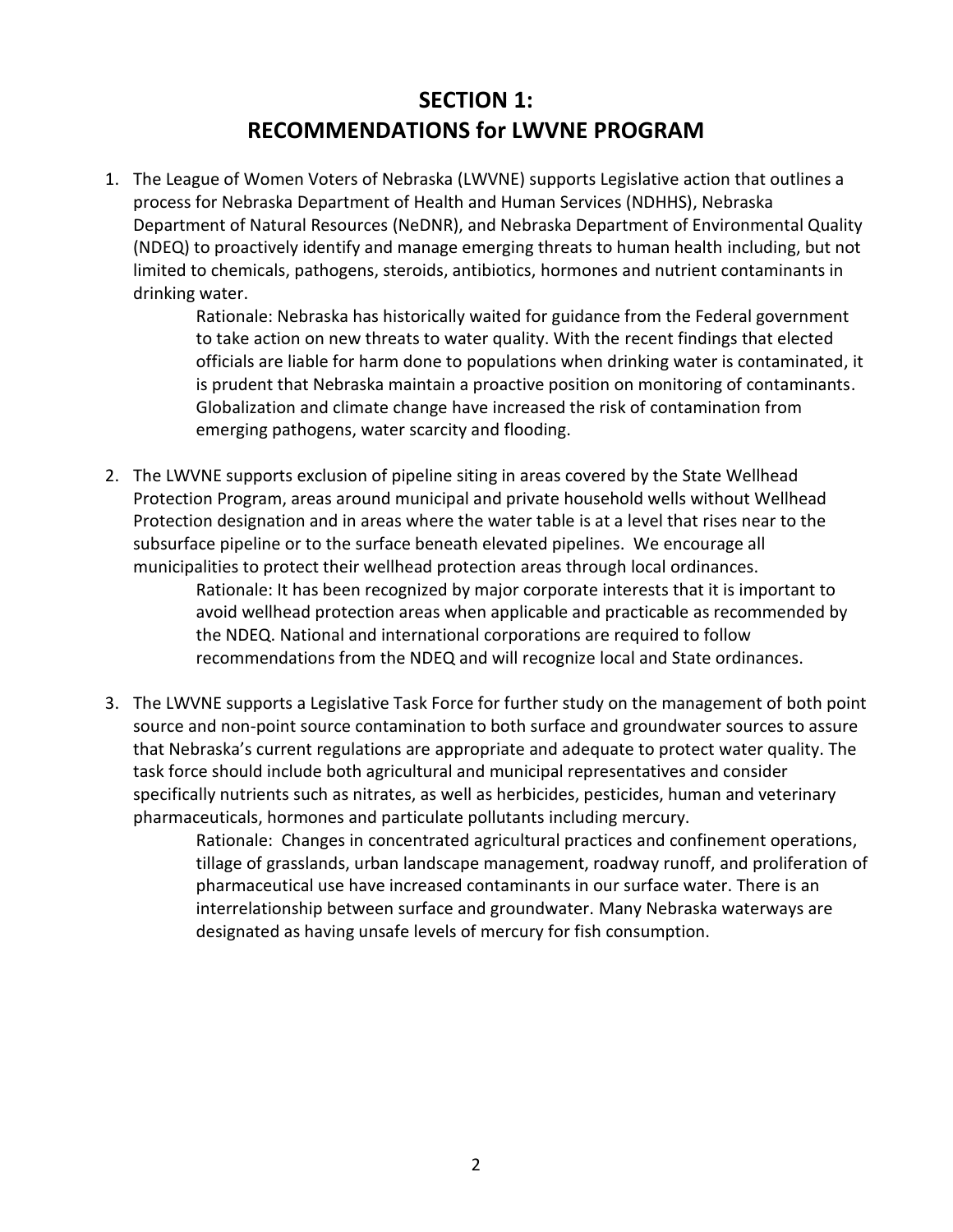# SECTION 1:
# RECOMMENDATIONS for LWVNE PROGRAM

1. The League of Women Voters of Nebraska (LWVNE) supports Legislative action that outlines a process for Nebraska Department of Health and Human Services (NDHHS), Nebraska Department of Natural Resources (NeDNR), and Nebraska Department of Environmental Quality (NDEQ) to proactively identify and manage emerging threats to human health including, but not limited to chemicals, pathogens, steroids, antibiotics, hormones and nutrient contaminants in drinking water.

   Rationale: Nebraska has historically waited for guidance from the Federal government to take action on new threats to water quality. With the recent findings that elected officials are liable for harm done to populations when drinking water is contaminated, it is prudent that Nebraska maintain a proactive position on monitoring of contaminants. Globalization and climate change have increased the risk of contamination from emerging pathogens, water scarcity and flooding.

2. The LWVNE supports exclusion of pipeline siting in areas covered by the State Wellhead Protection Program, areas around municipal and private household wells without Wellhead Protection designation and in areas where the water table is at a level that rises near to the subsurface pipeline or to the surface beneath elevated pipelines. We encourage all municipalities to protect their wellhead protection areas through local ordinances.

   Rationale: It has been recognized by major corporate interests that it is important to avoid wellhead protection areas when applicable and practicable as recommended by the NDEQ. National and international corporations are required to follow recommendations from the NDEQ and will recognize local and State ordinances.

3. The LWVNE supports a Legislative Task Force for further study on the management of both point source and non-point source contamination to both surface and groundwater sources to assure that Nebraska's current regulations are appropriate and adequate to protect water quality. The task force should include both agricultural and municipal representatives and consider specifically nutrients such as nitrates, as well as herbicides, pesticides, human and veterinary pharmaceuticals, hormones and particulate pollutants including mercury.

   Rationale: Changes in concentrated agricultural practices and confinement operations, tillage of grasslands, urban landscape management, roadway runoff, and proliferation of pharmaceutical use have increased contaminants in our surface water. There is an interrelationship between surface and groundwater. Many Nebraska waterways are designated as having unsafe levels of mercury for fish consumption.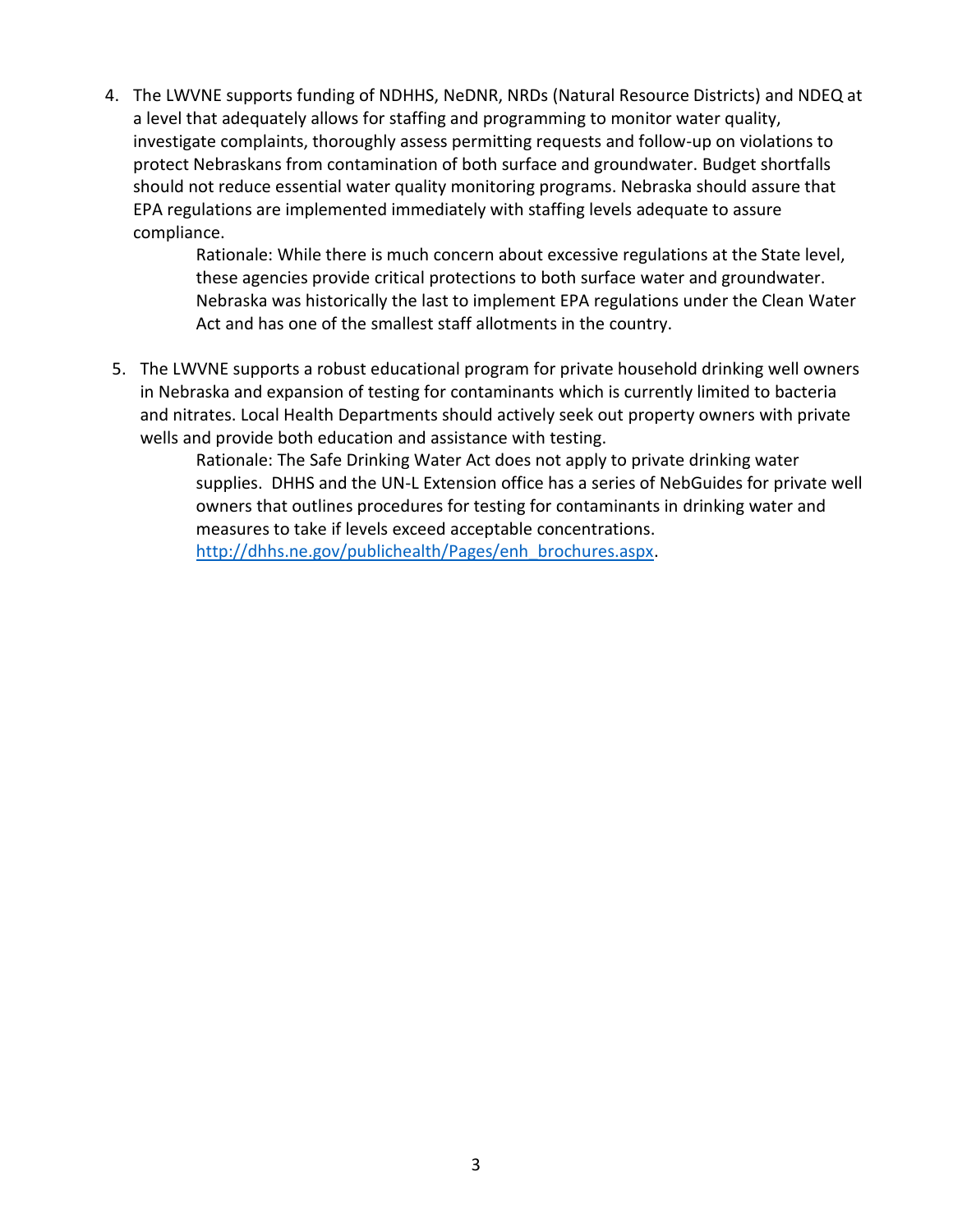4. The LWVNE supports funding of NDHHS, NeDNR, NRDs (Natural Resource Districts) and NDEQ at a level that adequately allows for staffing and programming to monitor water quality, investigate complaints, thoroughly assess permitting requests and follow-up on violations to protect Nebraskans from contamination of both surface and groundwater. Budget shortfalls should not reduce essential water quality monitoring programs. Nebraska should assure that EPA regulations are implemented immediately with staffing levels adequate to assure compliance.

   Rationale: While there is much concern about excessive regulations at the State level, these agencies provide critical protections to both surface water and groundwater. Nebraska was historically the last to implement EPA regulations under the Clean Water Act and has one of the smallest staff allotments in the country.

5. The LWVNE supports a robust educational program for private household drinking well owners in Nebraska and expansion of testing for contaminants which is currently limited to bacteria and nitrates. Local Health Departments should actively seek out property owners with private wells and provide both education and assistance with testing.

   Rationale: The Safe Drinking Water Act does not apply to private drinking water supplies. DHHS and the UN-L Extension office has a series of NebGuides for private well owners that outlines procedures for testing for contaminants in drinking water and measures to take if levels exceed acceptable concentrations. [http://dhhs.ne.gov/publichealth/Pages/enh_brochures.aspx](http://dhhs.ne.gov/publichealth/Pages/enh_brochures.aspx).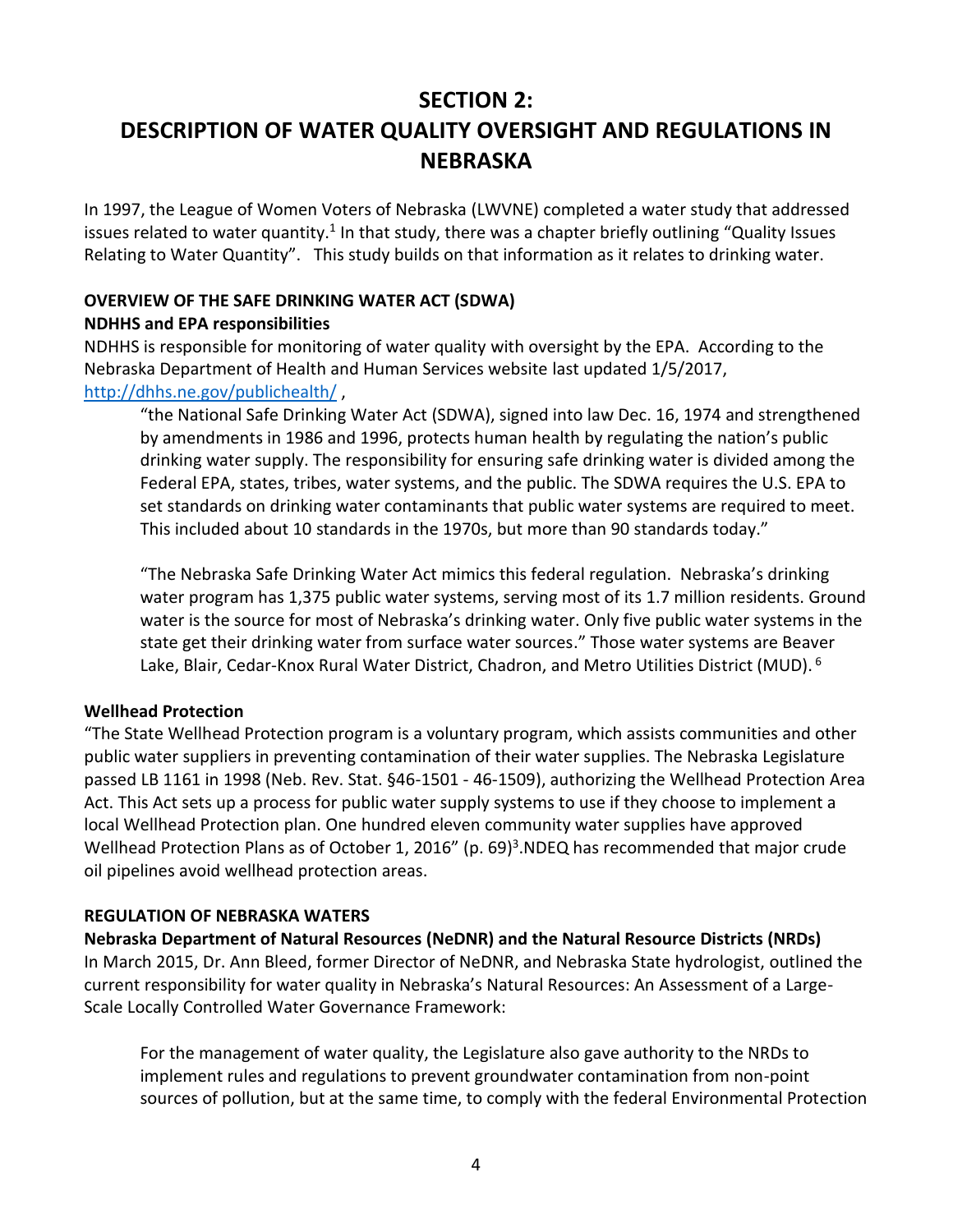# SECTION 2:
# DESCRIPTION OF WATER QUALITY OVERSIGHT AND REGULATIONS IN NEBRASKA

In 1997, the League of Women Voters of Nebraska (LWVNE) completed a water study that addressed issues related to water quantity.[1] In that study, there was a chapter briefly outlining "Quality Issues Relating to Water Quantity". This study builds on that information as it relates to drinking water.

## OVERVIEW OF THE SAFE DRINKING WATER ACT (SDWA)

### NDHHS and EPA responsibilities

NDHHS is responsible for monitoring of water quality with oversight by the EPA. According to the Nebraska Department of Health and Human Services website last updated 1/5/2017, http://dhhs.ne.gov/publichealth/ ,

> "the National Safe Drinking Water Act (SDWA), signed into law Dec. 16, 1974 and strengthened by amendments in 1986 and 1996, protects human health by regulating the nation's public drinking water supply. The responsibility for ensuring safe drinking water is divided among the Federal EPA, states, tribes, water systems, and the public. The SDWA requires the U.S. EPA to set standards on drinking water contaminants that public water systems are required to meet. This included about 10 standards in the 1970s, but more than 90 standards today."
>
> "The Nebraska Safe Drinking Water Act mimics this federal regulation. Nebraska's drinking water program has 1,375 public water systems, serving most of its 1.7 million residents. Ground water is the source for most of Nebraska's drinking water. Only five public water systems in the state get their drinking water from surface water sources." Those water systems are Beaver Lake, Blair, Cedar-Knox Rural Water District, Chadron, and Metro Utilities District (MUD).[6]

### Wellhead Protection

"The State Wellhead Protection program is a voluntary program, which assists communities and other public water suppliers in preventing contamination of their water supplies. The Nebraska Legislature passed LB 1161 in 1998 (Neb. Rev. Stat. §46-1501 - 46-1509), authorizing the Wellhead Protection Area Act. This Act sets up a process for public water supply systems to use if they choose to implement a local Wellhead Protection plan. One hundred eleven community water supplies have approved Wellhead Protection Plans as of October 1, 2016" (p. 69)[3].NDEQ has recommended that major crude oil pipelines avoid wellhead protection areas.

## REGULATION OF NEBRASKA WATERS

### Nebraska Department of Natural Resources (NeDNR) and the Natural Resource Districts (NRDs)

In March 2015, Dr. Ann Bleed, former Director of NeDNR, and Nebraska State hydrologist, outlined the current responsibility for water quality in Nebraska's Natural Resources: An Assessment of a Large-Scale Locally Controlled Water Governance Framework:

> For the management of water quality, the Legislature also gave authority to the NRDs to implement rules and regulations to prevent groundwater contamination from non-point sources of pollution, but at the same time, to comply with the federal Environmental Protection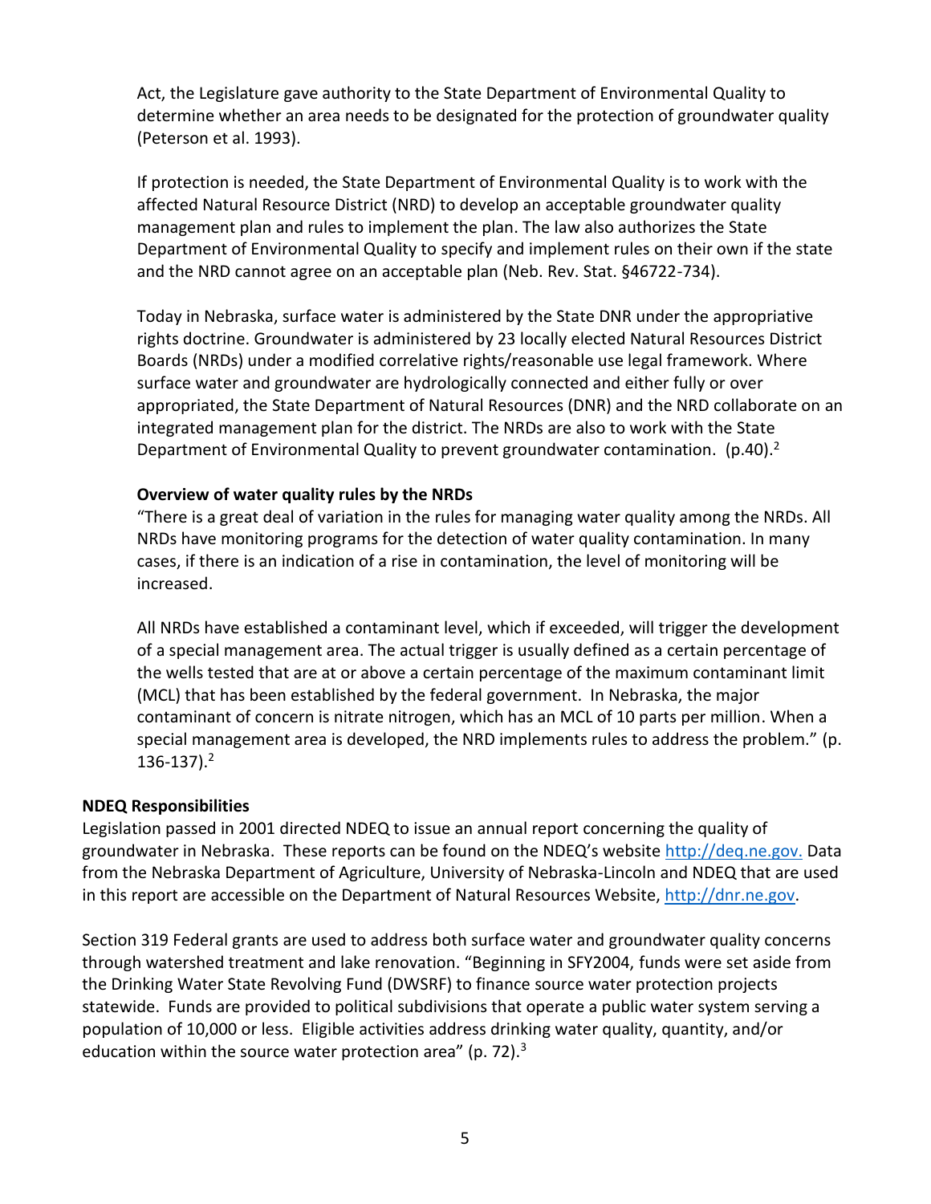Act, the Legislature gave authority to the State Department of Environmental Quality to determine whether an area needs to be designated for the protection of groundwater quality (Peterson et al. 1993).

If protection is needed, the State Department of Environmental Quality is to work with the affected Natural Resource District (NRD) to develop an acceptable groundwater quality management plan and rules to implement the plan. The law also authorizes the State Department of Environmental Quality to specify and implement rules on their own if the state and the NRD cannot agree on an acceptable plan (Neb. Rev. Stat. §46722-734).

Today in Nebraska, surface water is administered by the State DNR under the appropriative rights doctrine. Groundwater is administered by 23 locally elected Natural Resources District Boards (NRDs) under a modified correlative rights/reasonable use legal framework. Where surface water and groundwater are hydrologically connected and either fully or over appropriated, the State Department of Natural Resources (DNR) and the NRD collaborate on an integrated management plan for the district. The NRDs are also to work with the State Department of Environmental Quality to prevent groundwater contamination. (p.40).[2]

**Overview of water quality rules by the NRDs**

"There is a great deal of variation in the rules for managing water quality among the NRDs. All NRDs have monitoring programs for the detection of water quality contamination. In many cases, if there is an indication of a rise in contamination, the level of monitoring will be increased.

All NRDs have established a contaminant level, which if exceeded, will trigger the development of a special management area. The actual trigger is usually defined as a certain percentage of the wells tested that are at or above a certain percentage of the maximum contaminant limit (MCL) that has been established by the federal government. In Nebraska, the major contaminant of concern is nitrate nitrogen, which has an MCL of 10 parts per million. When a special management area is developed, the NRD implements rules to address the problem." (p. 136-137).[2]

## NDEQ Responsibilities

Legislation passed in 2001 directed NDEQ to issue an annual report concerning the quality of groundwater in Nebraska. These reports can be found on the NDEQ's website http://deq.ne.gov. Data from the Nebraska Department of Agriculture, University of Nebraska-Lincoln and NDEQ that are used in this report are accessible on the Department of Natural Resources Website, http://dnr.ne.gov.

Section 319 Federal grants are used to address both surface water and groundwater quality concerns through watershed treatment and lake renovation. "Beginning in SFY2004, funds were set aside from the Drinking Water State Revolving Fund (DWSRF) to finance source water protection projects statewide. Funds are provided to political subdivisions that operate a public water system serving a population of 10,000 or less. Eligible activities address drinking water quality, quantity, and/or education within the source water protection area" (p. 72).[3]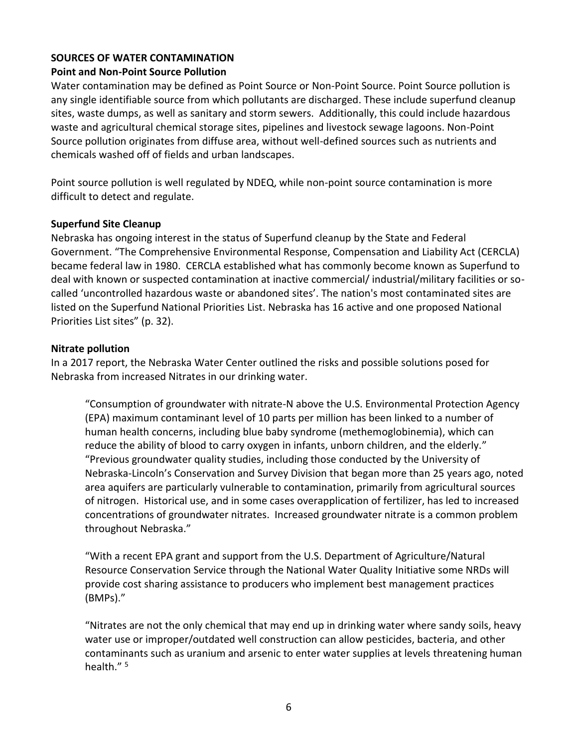## SOURCES OF WATER CONTAMINATION

### Point and Non-Point Source Pollution

Water contamination may be defined as Point Source or Non-Point Source. Point Source pollution is any single identifiable source from which pollutants are discharged. These include superfund cleanup sites, waste dumps, as well as sanitary and storm sewers. Additionally, this could include hazardous waste and agricultural chemical storage sites, pipelines and livestock sewage lagoons. Non-Point Source pollution originates from diffuse area, without well-defined sources such as nutrients and chemicals washed off of fields and urban landscapes.

Point source pollution is well regulated by NDEQ, while non-point source contamination is more difficult to detect and regulate.

### Superfund Site Cleanup

Nebraska has ongoing interest in the status of Superfund cleanup by the State and Federal Government. "The Comprehensive Environmental Response, Compensation and Liability Act (CERCLA) became federal law in 1980. CERCLA established what has commonly become known as Superfund to deal with known or suspected contamination at inactive commercial/ industrial/military facilities or so-called 'uncontrolled hazardous waste or abandoned sites'. The nation's most contaminated sites are listed on the Superfund National Priorities List. Nebraska has 16 active and one proposed National Priorities List sites" (p. 32).

### Nitrate pollution

In a 2017 report, the Nebraska Water Center outlined the risks and possible solutions posed for Nebraska from increased Nitrates in our drinking water.

> "Consumption of groundwater with nitrate-N above the U.S. Environmental Protection Agency (EPA) maximum contaminant level of 10 parts per million has been linked to a number of human health concerns, including blue baby syndrome (methemoglobinemia), which can reduce the ability of blood to carry oxygen in infants, unborn children, and the elderly." "Previous groundwater quality studies, including those conducted by the University of Nebraska-Lincoln's Conservation and Survey Division that began more than 25 years ago, noted area aquifers are particularly vulnerable to contamination, primarily from agricultural sources of nitrogen. Historical use, and in some cases overapplication of fertilizer, has led to increased concentrations of groundwater nitrates. Increased groundwater nitrate is a common problem throughout Nebraska."
>
> "With a recent EPA grant and support from the U.S. Department of Agriculture/Natural Resource Conservation Service through the National Water Quality Initiative some NRDs will provide cost sharing assistance to producers who implement best management practices (BMPs)."
>
> "Nitrates are not the only chemical that may end up in drinking water where sandy soils, heavy water use or improper/outdated well construction can allow pesticides, bacteria, and other contaminants such as uranium and arsenic to enter water supplies at levels threatening human health." [5]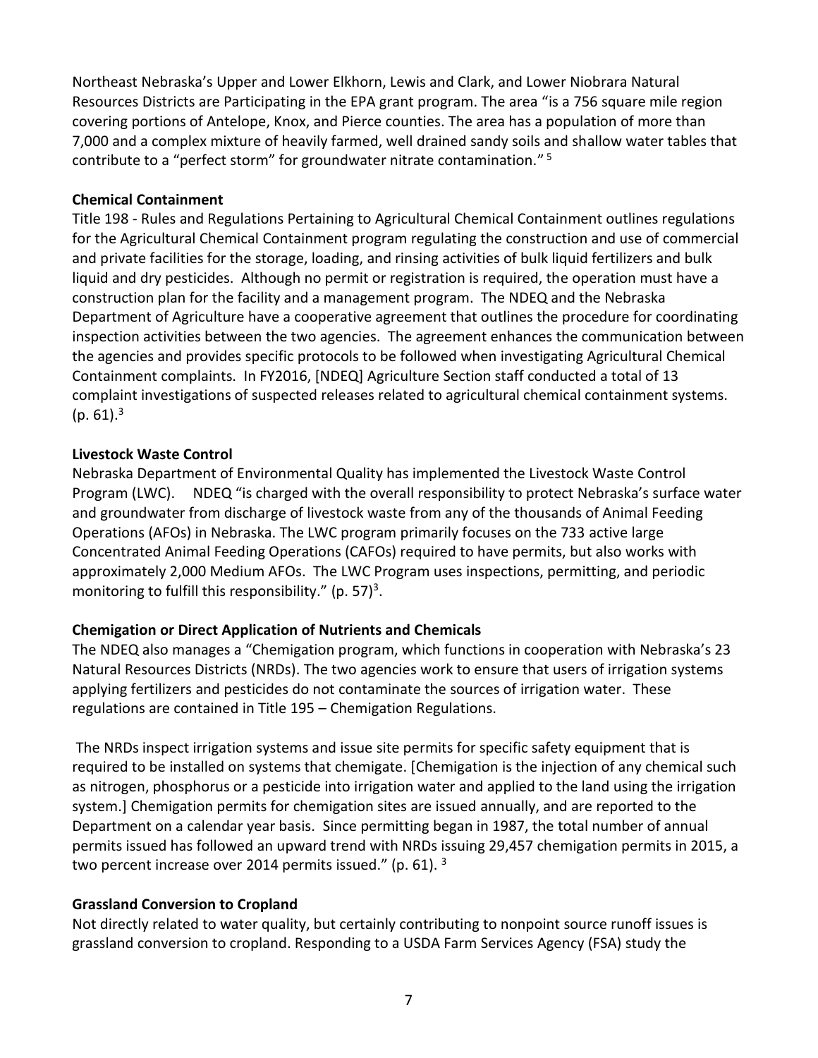Northeast Nebraska's Upper and Lower Elkhorn, Lewis and Clark, and Lower Niobrara Natural Resources Districts are Participating in the EPA grant program. The area "is a 756 square mile region covering portions of Antelope, Knox, and Pierce counties. The area has a population of more than 7,000 and a complex mixture of heavily farmed, well drained sandy soils and shallow water tables that contribute to a "perfect storm" for groundwater nitrate contamination." [5]

**Chemical Containment**

Title 198 - Rules and Regulations Pertaining to Agricultural Chemical Containment outlines regulations for the Agricultural Chemical Containment program regulating the construction and use of commercial and private facilities for the storage, loading, and rinsing activities of bulk liquid fertilizers and bulk liquid and dry pesticides. Although no permit or registration is required, the operation must have a construction plan for the facility and a management program. The NDEQ and the Nebraska Department of Agriculture have a cooperative agreement that outlines the procedure for coordinating inspection activities between the two agencies. The agreement enhances the communication between the agencies and provides specific protocols to be followed when investigating Agricultural Chemical Containment complaints. In FY2016, [NDEQ] Agriculture Section staff conducted a total of 13 complaint investigations of suspected releases related to agricultural chemical containment systems. (p. 61).[3]

**Livestock Waste Control**

Nebraska Department of Environmental Quality has implemented the Livestock Waste Control Program (LWC). NDEQ "is charged with the overall responsibility to protect Nebraska's surface water and groundwater from discharge of livestock waste from any of the thousands of Animal Feeding Operations (AFOs) in Nebraska. The LWC program primarily focuses on the 733 active large Concentrated Animal Feeding Operations (CAFOs) required to have permits, but also works with approximately 2,000 Medium AFOs. The LWC Program uses inspections, permitting, and periodic monitoring to fulfill this responsibility." (p. 57)[3].

**Chemigation or Direct Application of Nutrients and Chemicals**

The NDEQ also manages a "Chemigation program, which functions in cooperation with Nebraska's 23 Natural Resources Districts (NRDs). The two agencies work to ensure that users of irrigation systems applying fertilizers and pesticides do not contaminate the sources of irrigation water. These regulations are contained in Title 195 – Chemigation Regulations.

The NRDs inspect irrigation systems and issue site permits for specific safety equipment that is required to be installed on systems that chemigate. [Chemigation is the injection of any chemical such as nitrogen, phosphorus or a pesticide into irrigation water and applied to the land using the irrigation system.] Chemigation permits for chemigation sites are issued annually, and are reported to the Department on a calendar year basis. Since permitting began in 1987, the total number of annual permits issued has followed an upward trend with NRDs issuing 29,457 chemigation permits in 2015, a two percent increase over 2014 permits issued." (p. 61). [3]

**Grassland Conversion to Cropland**

Not directly related to water quality, but certainly contributing to nonpoint source runoff issues is grassland conversion to cropland. Responding to a USDA Farm Services Agency (FSA) study the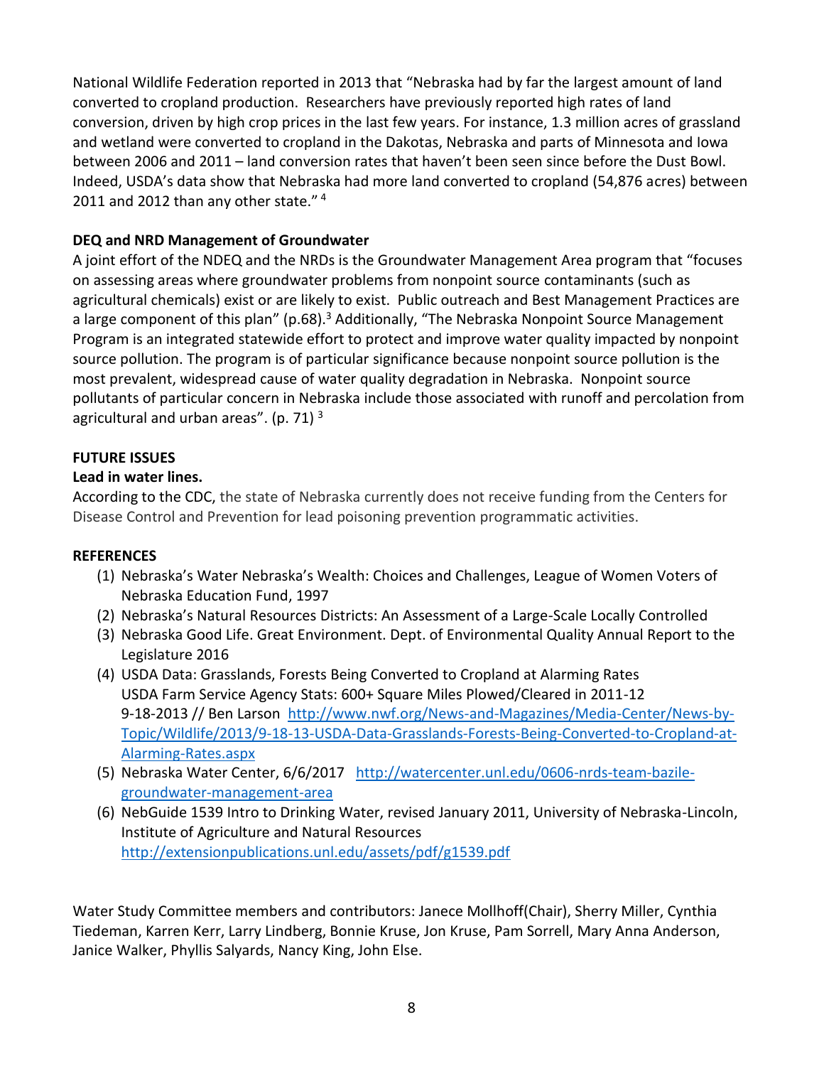National Wildlife Federation reported in 2013 that "Nebraska had by far the largest amount of land converted to cropland production. Researchers have previously reported high rates of land conversion, driven by high crop prices in the last few years. For instance, 1.3 million acres of grassland and wetland were converted to cropland in the Dakotas, Nebraska and parts of Minnesota and Iowa between 2006 and 2011 – land conversion rates that haven't been seen since before the Dust Bowl. Indeed, USDA's data show that Nebraska had more land converted to cropland (54,876 acres) between 2011 and 2012 than any other state." [4]

**DEQ and NRD Management of Groundwater**

A joint effort of the NDEQ and the NRDs is the Groundwater Management Area program that "focuses on assessing areas where groundwater problems from nonpoint source contaminants (such as agricultural chemicals) exist or are likely to exist. Public outreach and Best Management Practices are a large component of this plan" (p.68).[3] Additionally, "The Nebraska Nonpoint Source Management Program is an integrated statewide effort to protect and improve water quality impacted by nonpoint source pollution. The program is of particular significance because nonpoint source pollution is the most prevalent, widespread cause of water quality degradation in Nebraska. Nonpoint source pollutants of particular concern in Nebraska include those associated with runoff and percolation from agricultural and urban areas". (p. 71) [3]

**FUTURE ISSUES**

**Lead in water lines.**

According to the CDC, the state of Nebraska currently does not receive funding from the Centers for Disease Control and Prevention for lead poisoning prevention programmatic activities.

**REFERENCES**

(1) Nebraska's Water Nebraska's Wealth: Choices and Challenges, League of Women Voters of Nebraska Education Fund, 1997
(2) Nebraska's Natural Resources Districts: An Assessment of a Large-Scale Locally Controlled
(3) Nebraska Good Life. Great Environment. Dept. of Environmental Quality Annual Report to the Legislature 2016
(4) USDA Data: Grasslands, Forests Being Converted to Cropland at Alarming Rates
USDA Farm Service Agency Stats: 600+ Square Miles Plowed/Cleared in 2011-12
9-18-2013 // Ben Larson http://www.nwf.org/News-and-Magazines/Media-Center/News-by-Topic/Wildlife/2013/9-18-13-USDA-Data-Grasslands-Forests-Being-Converted-to-Cropland-at-Alarming-Rates.aspx
(5) Nebraska Water Center, 6/6/2017 http://watercenter.unl.edu/0606-nrds-team-bazile-groundwater-management-area
(6) NebGuide 1539 Intro to Drinking Water, revised January 2011, University of Nebraska-Lincoln, Institute of Agriculture and Natural Resources
http://extensionpublications.unl.edu/assets/pdf/g1539.pdf

Water Study Committee members and contributors: Janece Mollhoff(Chair), Sherry Miller, Cynthia Tiedeman, Karren Kerr, Larry Lindberg, Bonnie Kruse, Jon Kruse, Pam Sorrell, Mary Anna Anderson, Janice Walker, Phyllis Salyards, Nancy King, John Else.